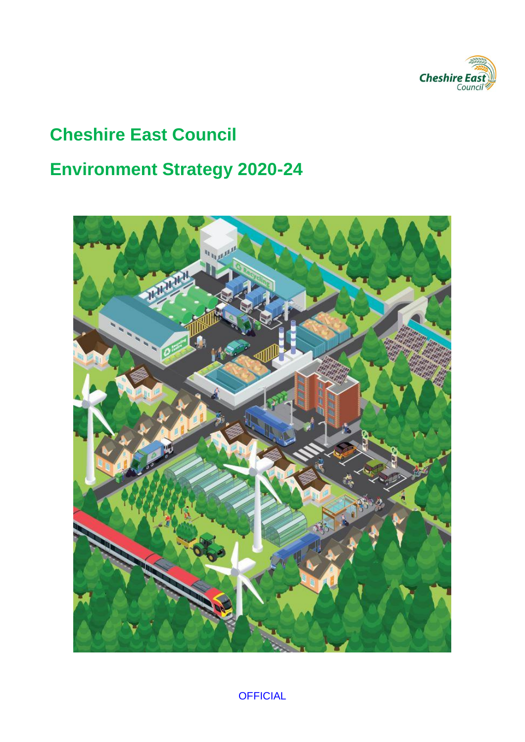# Cheshire East Council

# Environment Strategy 2020-24

OFFICIAL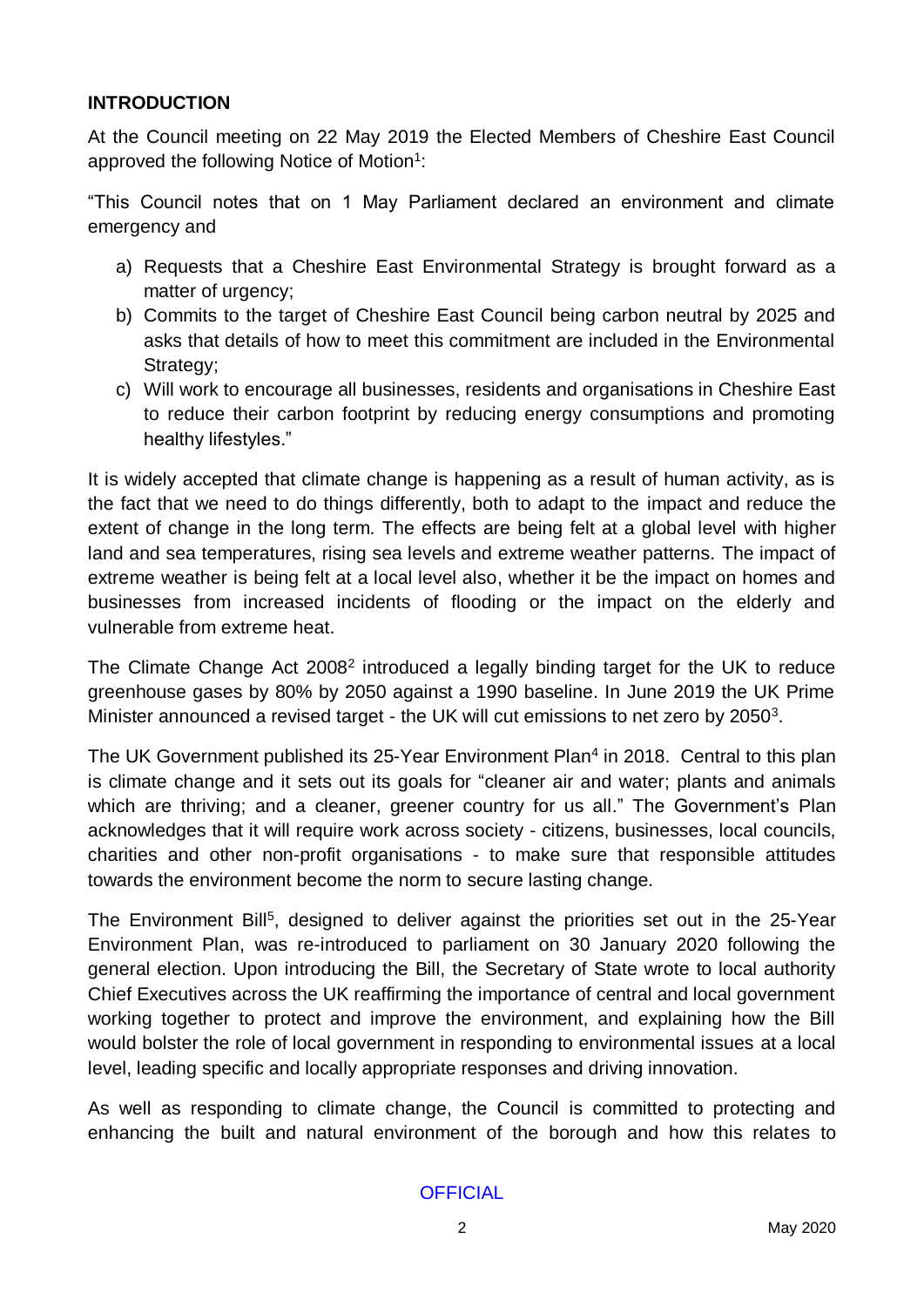## INTRODUCTION

At the Council meeting on 22 May 2019 the Elected Members of Cheshire East Council approved the following Notice of Motion[1]:

"This Council notes that on 1 May Parliament declared an environment and climate emergency and

a) Requests that a Cheshire East Environmental Strategy is brought forward as a matter of urgency;
b) Commits to the target of Cheshire East Council being carbon neutral by 2025 and asks that details of how to meet this commitment are included in the Environmental Strategy;
c) Will work to encourage all businesses, residents and organisations in Cheshire East to reduce their carbon footprint by reducing energy consumptions and promoting healthy lifestyles."

It is widely accepted that climate change is happening as a result of human activity, as is the fact that we need to do things differently, both to adapt to the impact and reduce the extent of change in the long term. The effects are being felt at a global level with higher land and sea temperatures, rising sea levels and extreme weather patterns. The impact of extreme weather is being felt at a local level also, whether it be the impact on homes and businesses from increased incidents of flooding or the impact on the elderly and vulnerable from extreme heat.

The Climate Change Act 2008[2] introduced a legally binding target for the UK to reduce greenhouse gases by 80% by 2050 against a 1990 baseline. In June 2019 the UK Prime Minister announced a revised target - the UK will cut emissions to net zero by 2050[3].

The UK Government published its 25-Year Environment Plan[4] in 2018. Central to this plan is climate change and it sets out its goals for "cleaner air and water; plants and animals which are thriving; and a cleaner, greener country for us all." The Government's Plan acknowledges that it will require work across society - citizens, businesses, local councils, charities and other non-profit organisations - to make sure that responsible attitudes towards the environment become the norm to secure lasting change.

The Environment Bill[5], designed to deliver against the priorities set out in the 25-Year Environment Plan, was re-introduced to parliament on 30 January 2020 following the general election. Upon introducing the Bill, the Secretary of State wrote to local authority Chief Executives across the UK reaffirming the importance of central and local government working together to protect and improve the environment, and explaining how the Bill would bolster the role of local government in responding to environmental issues at a local level, leading specific and locally appropriate responses and driving innovation.

As well as responding to climate change, the Council is committed to protecting and enhancing the built and natural environment of the borough and how this relates to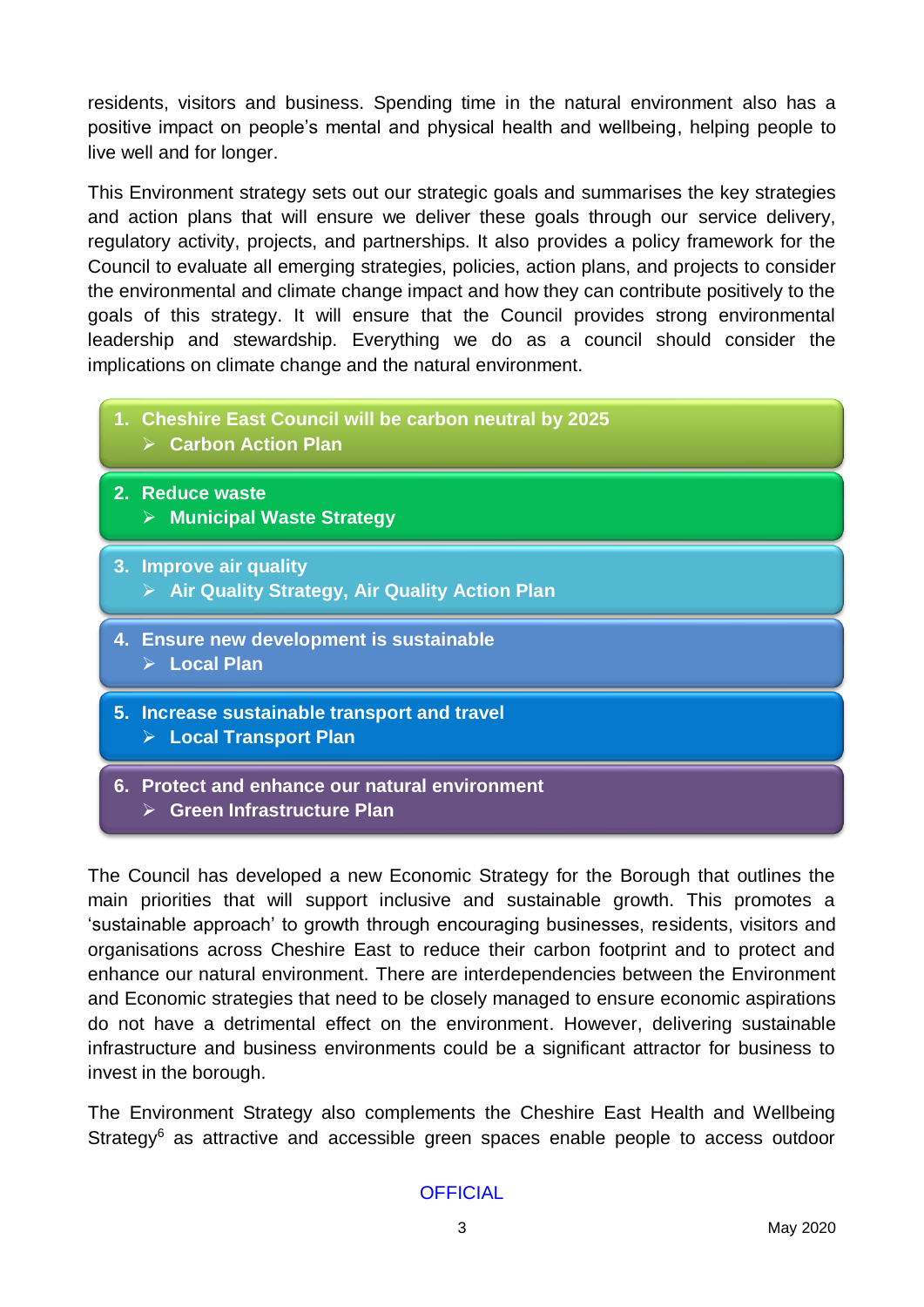residents, visitors and business. Spending time in the natural environment also has a positive impact on people's mental and physical health and wellbeing, helping people to live well and for longer.

This Environment strategy sets out our strategic goals and summarises the key strategies and action plans that will ensure we deliver these goals through our service delivery, regulatory activity, projects, and partnerships. It also provides a policy framework for the Council to evaluate all emerging strategies, policies, action plans, and projects to consider the environmental and climate change impact and how they can contribute positively to the goals of this strategy. It will ensure that the Council provides strong environmental leadership and stewardship. Everything we do as a council should consider the implications on climate change and the natural environment.

1. **Cheshire East Council will be carbon neutral by 2025**
   - **Carbon Action Plan**
2. **Reduce waste**
   - **Municipal Waste Strategy**
3. **Improve air quality**
   - **Air Quality Strategy, Air Quality Action Plan**
4. **Ensure new development is sustainable**
   - **Local Plan**
5. **Increase sustainable transport and travel**
   - **Local Transport Plan**
6. **Protect and enhance our natural environment**
   - **Green Infrastructure Plan**

The Council has developed a new Economic Strategy for the Borough that outlines the main priorities that will support inclusive and sustainable growth. This promotes a 'sustainable approach' to growth through encouraging businesses, residents, visitors and organisations across Cheshire East to reduce their carbon footprint and to protect and enhance our natural environment. There are interdependencies between the Environment and Economic strategies that need to be closely managed to ensure economic aspirations do not have a detrimental effect on the environment. However, delivering sustainable infrastructure and business environments could be a significant attractor for business to invest in the borough.

The Environment Strategy also complements the Cheshire East Health and Wellbeing Strategy[6] as attractive and accessible green spaces enable people to access outdoor

OFFICIAL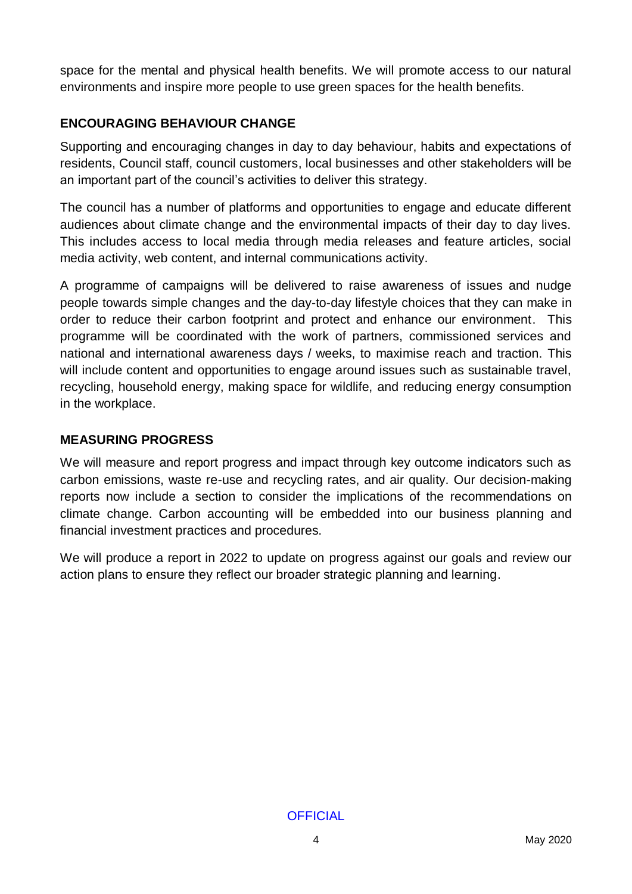space for the mental and physical health benefits. We will promote access to our natural environments and inspire more people to use green spaces for the health benefits.

## ENCOURAGING BEHAVIOUR CHANGE

Supporting and encouraging changes in day to day behaviour, habits and expectations of residents, Council staff, council customers, local businesses and other stakeholders will be an important part of the council's activities to deliver this strategy.

The council has a number of platforms and opportunities to engage and educate different audiences about climate change and the environmental impacts of their day to day lives. This includes access to local media through media releases and feature articles, social media activity, web content, and internal communications activity.

A programme of campaigns will be delivered to raise awareness of issues and nudge people towards simple changes and the day-to-day lifestyle choices that they can make in order to reduce their carbon footprint and protect and enhance our environment. This programme will be coordinated with the work of partners, commissioned services and national and international awareness days / weeks, to maximise reach and traction. This will include content and opportunities to engage around issues such as sustainable travel, recycling, household energy, making space for wildlife, and reducing energy consumption in the workplace.

## MEASURING PROGRESS

We will measure and report progress and impact through key outcome indicators such as carbon emissions, waste re-use and recycling rates, and air quality. Our decision-making reports now include a section to consider the implications of the recommendations on climate change. Carbon accounting will be embedded into our business planning and financial investment practices and procedures.

We will produce a report in 2022 to update on progress against our goals and review our action plans to ensure they reflect our broader strategic planning and learning.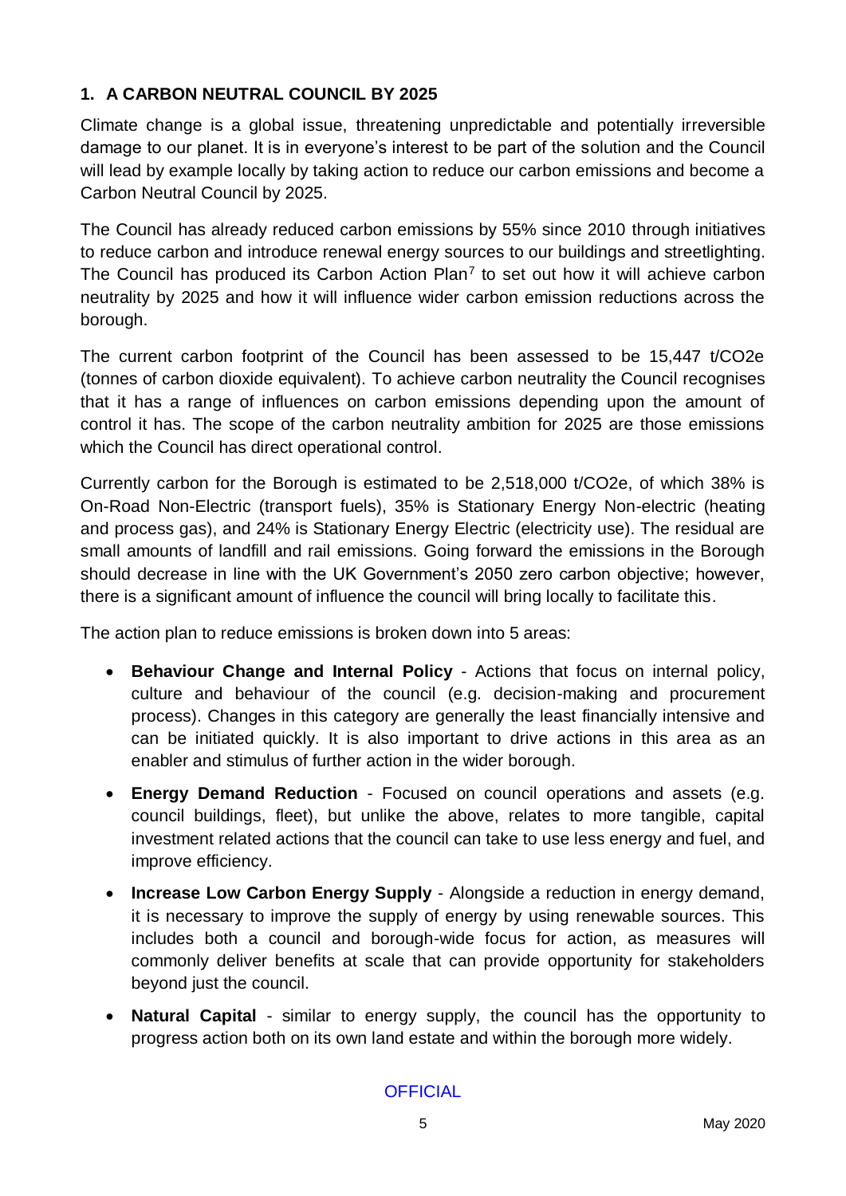## 1. A CARBON NEUTRAL COUNCIL BY 2025

Climate change is a global issue, threatening unpredictable and potentially irreversible damage to our planet. It is in everyone's interest to be part of the solution and the Council will lead by example locally by taking action to reduce our carbon emissions and become a Carbon Neutral Council by 2025.

The Council has already reduced carbon emissions by 55% since 2010 through initiatives to reduce carbon and introduce renewal energy sources to our buildings and streetlighting. The Council has produced its Carbon Action Plan[7] to set out how it will achieve carbon neutrality by 2025 and how it will influence wider carbon emission reductions across the borough.

The current carbon footprint of the Council has been assessed to be 15,447 t/CO2e (tonnes of carbon dioxide equivalent). To achieve carbon neutrality the Council recognises that it has a range of influences on carbon emissions depending upon the amount of control it has. The scope of the carbon neutrality ambition for 2025 are those emissions which the Council has direct operational control.

Currently carbon for the Borough is estimated to be 2,518,000 t/CO2e, of which 38% is On-Road Non-Electric (transport fuels), 35% is Stationary Energy Non-electric (heating and process gas), and 24% is Stationary Energy Electric (electricity use). The residual are small amounts of landfill and rail emissions. Going forward the emissions in the Borough should decrease in line with the UK Government's 2050 zero carbon objective; however, there is a significant amount of influence the council will bring locally to facilitate this.

The action plan to reduce emissions is broken down into 5 areas:

- **Behaviour Change and Internal Policy** - Actions that focus on internal policy, culture and behaviour of the council (e.g. decision-making and procurement process). Changes in this category are generally the least financially intensive and can be initiated quickly. It is also important to drive actions in this area as an enabler and stimulus of further action in the wider borough.
- **Energy Demand Reduction** - Focused on council operations and assets (e.g. council buildings, fleet), but unlike the above, relates to more tangible, capital investment related actions that the council can take to use less energy and fuel, and improve efficiency.
- **Increase Low Carbon Energy Supply** - Alongside a reduction in energy demand, it is necessary to improve the supply of energy by using renewable sources. This includes both a council and borough-wide focus for action, as measures will commonly deliver benefits at scale that can provide opportunity for stakeholders beyond just the council.
- **Natural Capital** - similar to energy supply, the council has the opportunity to progress action both on its own land estate and within the borough more widely.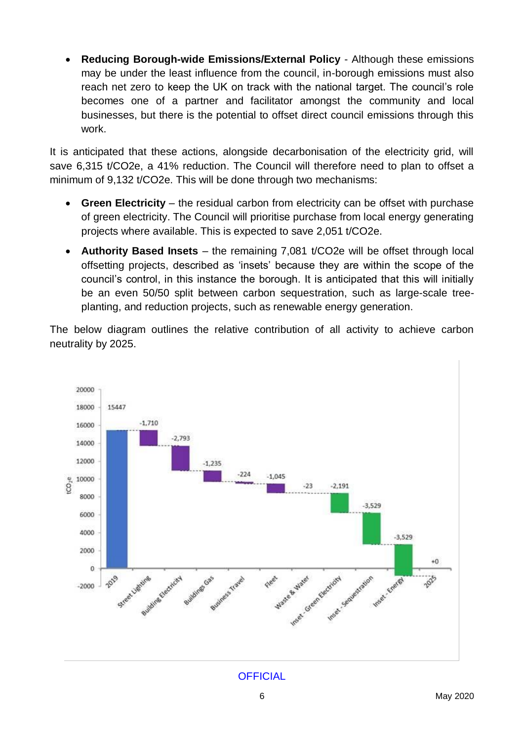- **Reducing Borough-wide Emissions/External Policy** - Although these emissions may be under the least influence from the council, in-borough emissions must also reach net zero to keep the UK on track with the national target. The council's role becomes one of a partner and facilitator amongst the community and local businesses, but there is the potential to offset direct council emissions through this work.

It is anticipated that these actions, alongside decarbonisation of the electricity grid, will save 6,315 t/CO2e, a 41% reduction. The Council will therefore need to plan to offset a minimum of 9,132 t/CO2e. This will be done through two mechanisms:

- **Green Electricity** – the residual carbon from electricity can be offset with purchase of green electricity. The Council will prioritise purchase from local energy generating projects where available. This is expected to save 2,051 t/CO2e.
- **Authority Based Insets** – the remaining 7,081 t/CO2e will be offset through local offsetting projects, described as 'insets' because they are within the scope of the council's control, in this instance the borough. It is anticipated that this will initially be an even 50/50 split between carbon sequestration, such as large-scale tree-planting, and reduction projects, such as renewable energy generation.

The below diagram outlines the relative contribution of all activity to achieve carbon neutrality by 2025.

| Category | $tCO_2e$ |
| --- | --- |
| 2019 | 15447 |
| Street Lighting | -1,710 |
| Building Electricity | -2,793 |
| Buildings Gas | -1,235 |
| Business Travel | -224 |
| Fleet | -1,045 |
| Waste & Water | -23 |
| Inset - Green Electricity | -2,191 |
| Inset - Sequestration | -3,529 |
| Inset - Energy | -3,529 |
| 2025 | +0 |

OFFICIAL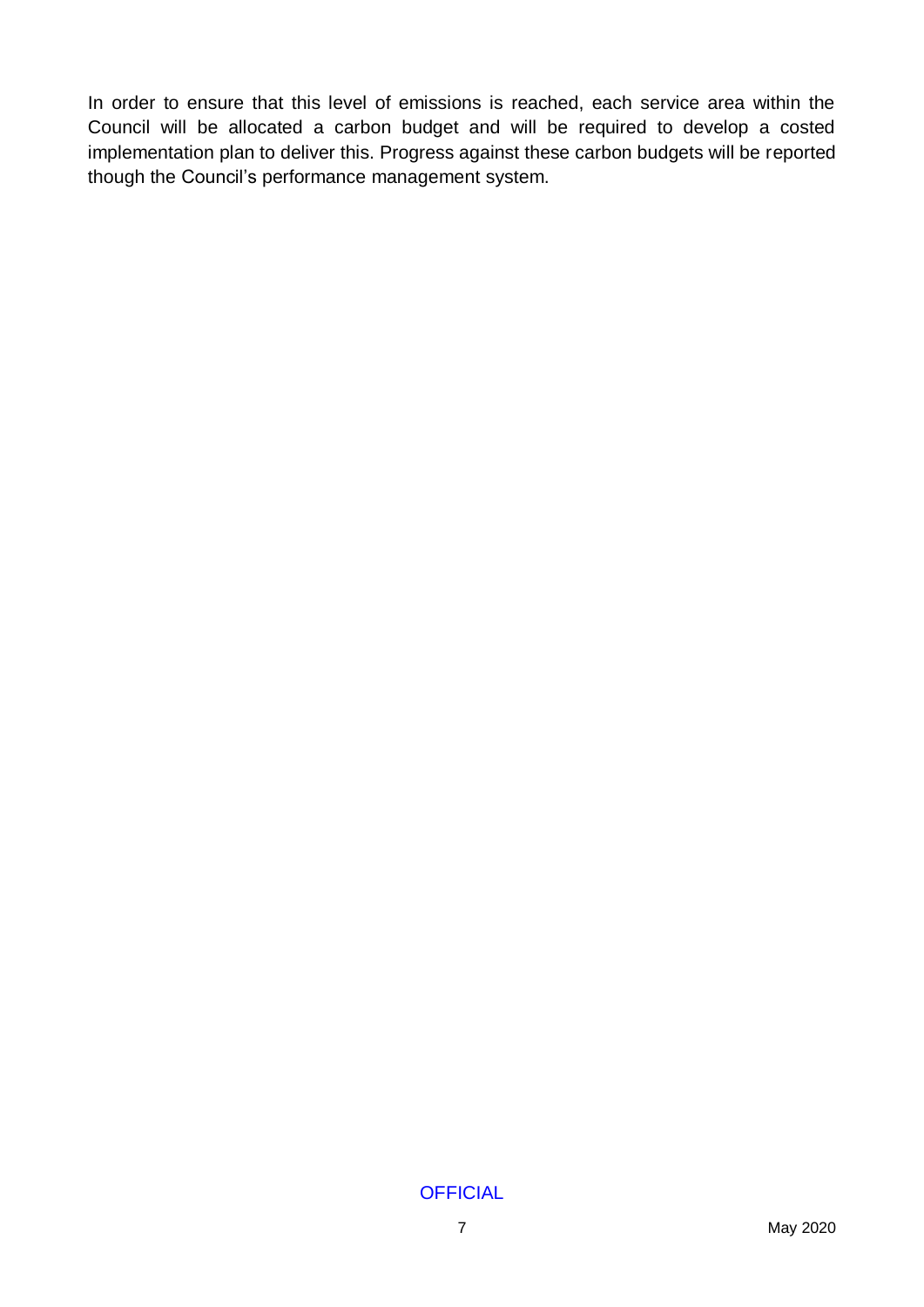In order to ensure that this level of emissions is reached, each service area within the Council will be allocated a carbon budget and will be required to develop a costed implementation plan to deliver this. Progress against these carbon budgets will be reported though the Council's performance management system.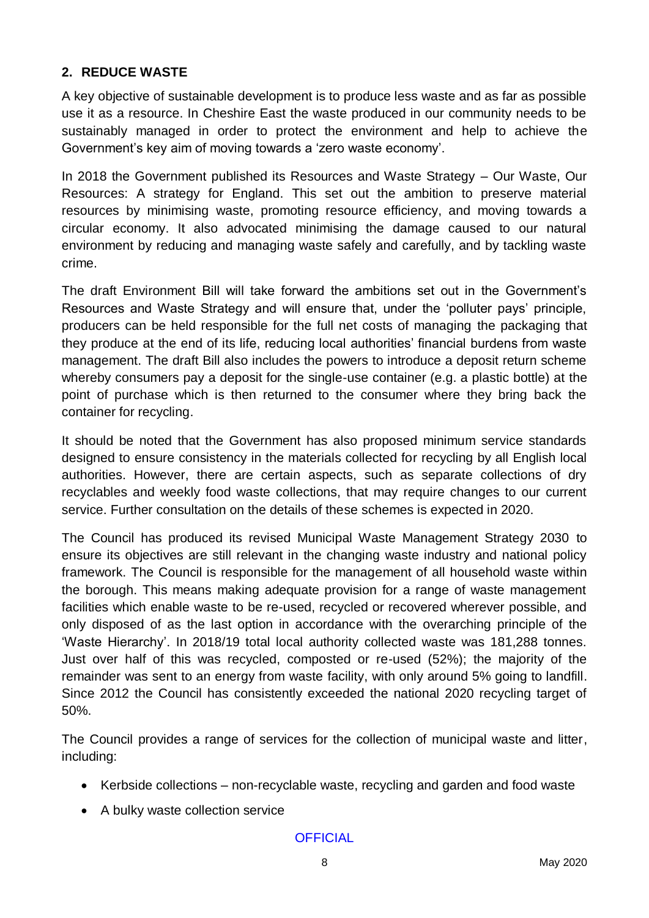## 2. REDUCE WASTE

A key objective of sustainable development is to produce less waste and as far as possible use it as a resource. In Cheshire East the waste produced in our community needs to be sustainably managed in order to protect the environment and help to achieve the Government's key aim of moving towards a 'zero waste economy'.

In 2018 the Government published its Resources and Waste Strategy – Our Waste, Our Resources: A strategy for England. This set out the ambition to preserve material resources by minimising waste, promoting resource efficiency, and moving towards a circular economy. It also advocated minimising the damage caused to our natural environment by reducing and managing waste safely and carefully, and by tackling waste crime.

The draft Environment Bill will take forward the ambitions set out in the Government's Resources and Waste Strategy and will ensure that, under the 'polluter pays' principle, producers can be held responsible for the full net costs of managing the packaging that they produce at the end of its life, reducing local authorities' financial burdens from waste management. The draft Bill also includes the powers to introduce a deposit return scheme whereby consumers pay a deposit for the single-use container (e.g. a plastic bottle) at the point of purchase which is then returned to the consumer where they bring back the container for recycling.

It should be noted that the Government has also proposed minimum service standards designed to ensure consistency in the materials collected for recycling by all English local authorities. However, there are certain aspects, such as separate collections of dry recyclables and weekly food waste collections, that may require changes to our current service. Further consultation on the details of these schemes is expected in 2020.

The Council has produced its revised Municipal Waste Management Strategy 2030 to ensure its objectives are still relevant in the changing waste industry and national policy framework. The Council is responsible for the management of all household waste within the borough. This means making adequate provision for a range of waste management facilities which enable waste to be re-used, recycled or recovered wherever possible, and only disposed of as the last option in accordance with the overarching principle of the 'Waste Hierarchy'. In 2018/19 total local authority collected waste was 181,288 tonnes. Just over half of this was recycled, composted or re-used (52%); the majority of the remainder was sent to an energy from waste facility, with only around 5% going to landfill. Since 2012 the Council has consistently exceeded the national 2020 recycling target of 50%.

The Council provides a range of services for the collection of municipal waste and litter, including:

- Kerbside collections – non-recyclable waste, recycling and garden and food waste
- A bulky waste collection service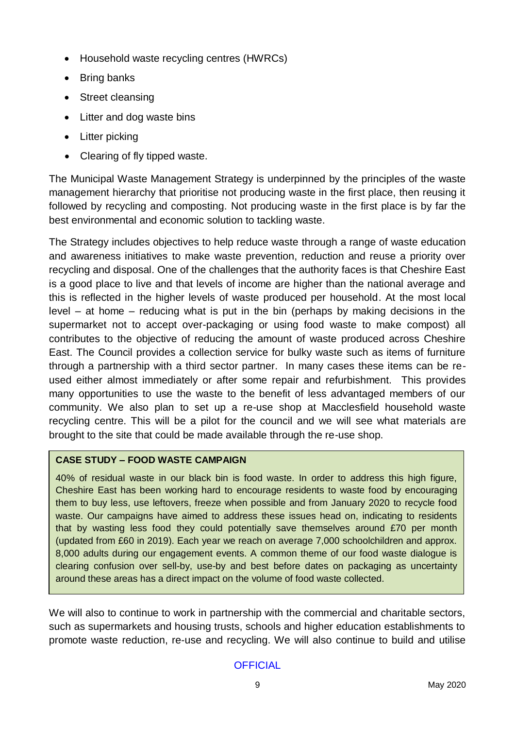- Household waste recycling centres (HWRCs)
- Bring banks
- Street cleansing
- Litter and dog waste bins
- Litter picking
- Clearing of fly tipped waste.

The Municipal Waste Management Strategy is underpinned by the principles of the waste management hierarchy that prioritise not producing waste in the first place, then reusing it followed by recycling and composting. Not producing waste in the first place is by far the best environmental and economic solution to tackling waste.

The Strategy includes objectives to help reduce waste through a range of waste education and awareness initiatives to make waste prevention, reduction and reuse a priority over recycling and disposal. One of the challenges that the authority faces is that Cheshire East is a good place to live and that levels of income are higher than the national average and this is reflected in the higher levels of waste produced per household. At the most local level – at home – reducing what is put in the bin (perhaps by making decisions in the supermarket not to accept over-packaging or using food waste to make compost) all contributes to the objective of reducing the amount of waste produced across Cheshire East. The Council provides a collection service for bulky waste such as items of furniture through a partnership with a third sector partner. In many cases these items can be re-used either almost immediately or after some repair and refurbishment. This provides many opportunities to use the waste to the benefit of less advantaged members of our community. We also plan to set up a re-use shop at Macclesfield household waste recycling centre. This will be a pilot for the council and we will see what materials are brought to the site that could be made available through the re-use shop.

> **CASE STUDY – FOOD WASTE CAMPAIGN**
>
> 40% of residual waste in our black bin is food waste. In order to address this high figure, Cheshire East has been working hard to encourage residents to waste food by encouraging them to buy less, use leftovers, freeze when possible and from January 2020 to recycle food waste. Our campaigns have aimed to address these issues head on, indicating to residents that by wasting less food they could potentially save themselves around £70 per month (updated from £60 in 2019). Each year we reach on average 7,000 schoolchildren and approx. 8,000 adults during our engagement events. A common theme of our food waste dialogue is clearing confusion over sell-by, use-by and best before dates on packaging as uncertainty around these areas has a direct impact on the volume of food waste collected.

We will also to continue to work in partnership with the commercial and charitable sectors, such as supermarkets and housing trusts, schools and higher education establishments to promote waste reduction, re-use and recycling. We will also continue to build and utilise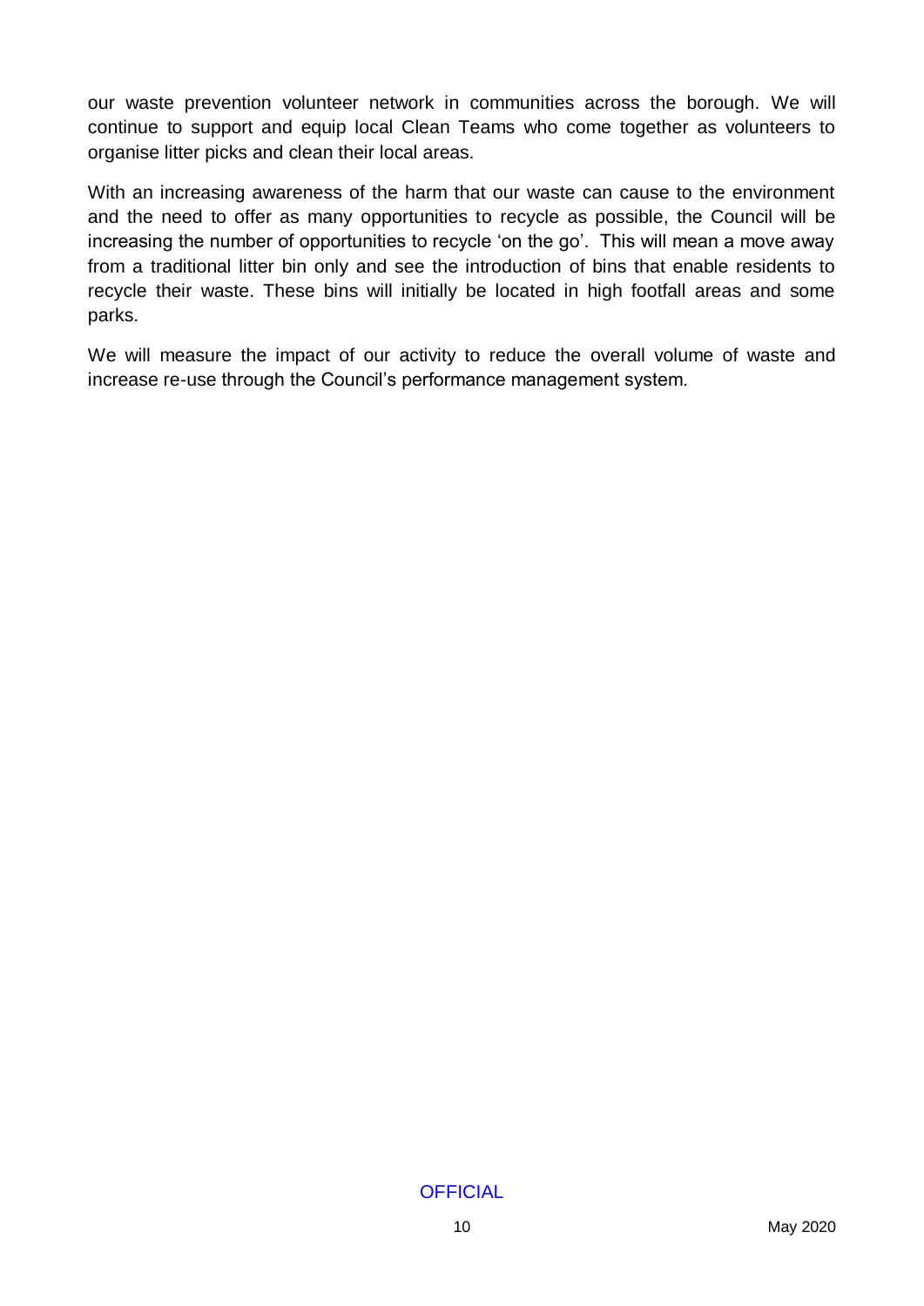our waste prevention volunteer network in communities across the borough. We will continue to support and equip local Clean Teams who come together as volunteers to organise litter picks and clean their local areas.

With an increasing awareness of the harm that our waste can cause to the environment and the need to offer as many opportunities to recycle as possible, the Council will be increasing the number of opportunities to recycle 'on the go'. This will mean a move away from a traditional litter bin only and see the introduction of bins that enable residents to recycle their waste. These bins will initially be located in high footfall areas and some parks.

We will measure the impact of our activity to reduce the overall volume of waste and increase re-use through the Council's performance management system.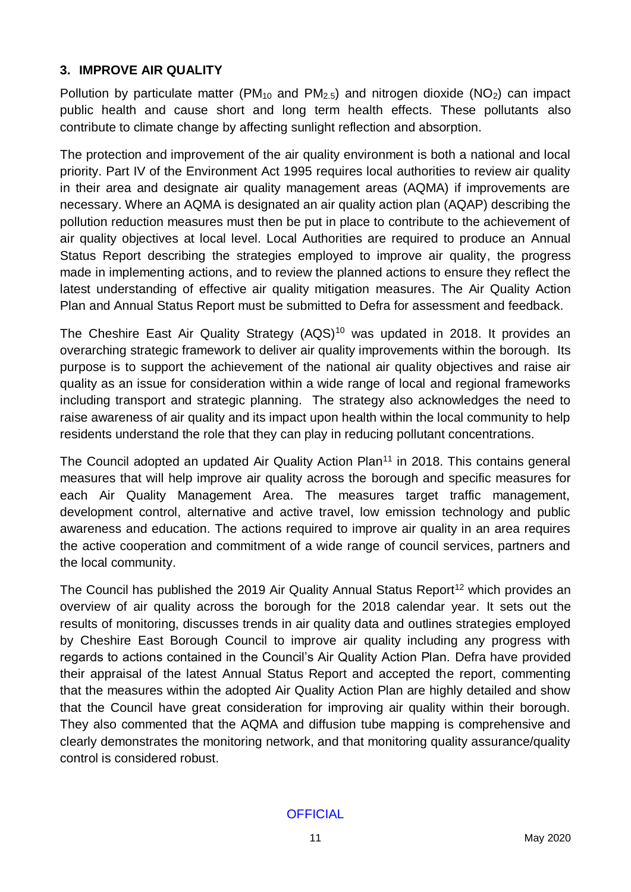## 3. IMPROVE AIR QUALITY

Pollution by particulate matter ($PM_{10}$ and $PM_{2.5}$) and nitrogen dioxide ($NO_2$) can impact public health and cause short and long term health effects. These pollutants also contribute to climate change by affecting sunlight reflection and absorption.

The protection and improvement of the air quality environment is both a national and local priority. Part IV of the Environment Act 1995 requires local authorities to review air quality in their area and designate air quality management areas (AQMA) if improvements are necessary. Where an AQMA is designated an air quality action plan (AQAP) describing the pollution reduction measures must then be put in place to contribute to the achievement of air quality objectives at local level. Local Authorities are required to produce an Annual Status Report describing the strategies employed to improve air quality, the progress made in implementing actions, and to review the planned actions to ensure they reflect the latest understanding of effective air quality mitigation measures. The Air Quality Action Plan and Annual Status Report must be submitted to Defra for assessment and feedback.

The Cheshire East Air Quality Strategy (AQS)[10] was updated in 2018. It provides an overarching strategic framework to deliver air quality improvements within the borough. Its purpose is to support the achievement of the national air quality objectives and raise air quality as an issue for consideration within a wide range of local and regional frameworks including transport and strategic planning. The strategy also acknowledges the need to raise awareness of air quality and its impact upon health within the local community to help residents understand the role that they can play in reducing pollutant concentrations.

The Council adopted an updated Air Quality Action Plan[11] in 2018. This contains general measures that will help improve air quality across the borough and specific measures for each Air Quality Management Area. The measures target traffic management, development control, alternative and active travel, low emission technology and public awareness and education. The actions required to improve air quality in an area requires the active cooperation and commitment of a wide range of council services, partners and the local community.

The Council has published the 2019 Air Quality Annual Status Report[12] which provides an overview of air quality across the borough for the 2018 calendar year. It sets out the results of monitoring, discusses trends in air quality data and outlines strategies employed by Cheshire East Borough Council to improve air quality including any progress with regards to actions contained in the Council's Air Quality Action Plan. Defra have provided their appraisal of the latest Annual Status Report and accepted the report, commenting that the measures within the adopted Air Quality Action Plan are highly detailed and show that the Council have great consideration for improving air quality within their borough. They also commented that the AQMA and diffusion tube mapping is comprehensive and clearly demonstrates the monitoring network, and that monitoring quality assurance/quality control is considered robust.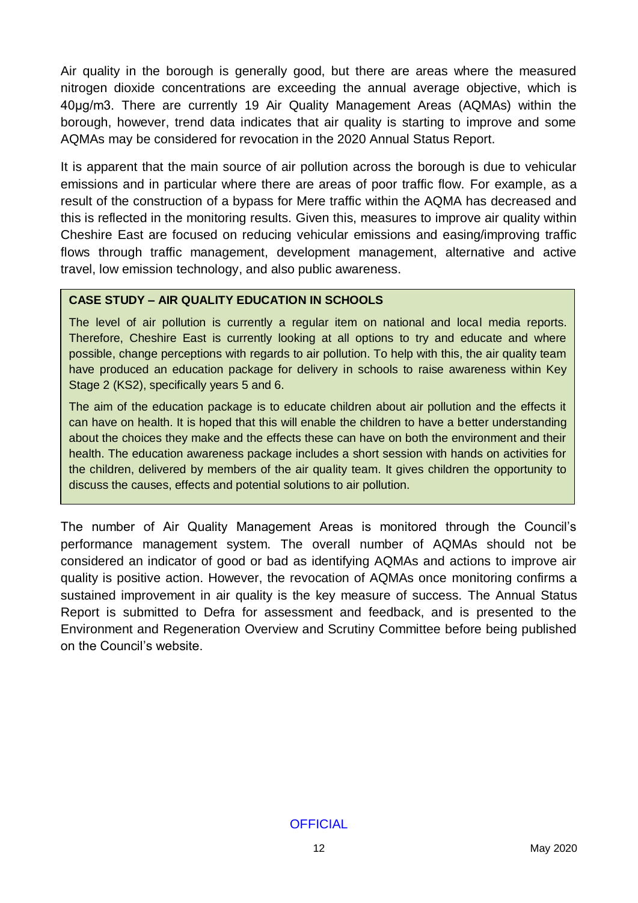Air quality in the borough is generally good, but there are areas where the measured nitrogen dioxide concentrations are exceeding the annual average objective, which is 40μg/m3. There are currently 19 Air Quality Management Areas (AQMAs) within the borough, however, trend data indicates that air quality is starting to improve and some AQMAs may be considered for revocation in the 2020 Annual Status Report.

It is apparent that the main source of air pollution across the borough is due to vehicular emissions and in particular where there are areas of poor traffic flow. For example, as a result of the construction of a bypass for Mere traffic within the AQMA has decreased and this is reflected in the monitoring results. Given this, measures to improve air quality within Cheshire East are focused on reducing vehicular emissions and easing/improving traffic flows through traffic management, development management, alternative and active travel, low emission technology, and also public awareness.

**CASE STUDY – AIR QUALITY EDUCATION IN SCHOOLS**

The level of air pollution is currently a regular item on national and local media reports. Therefore, Cheshire East is currently looking at all options to try and educate and where possible, change perceptions with regards to air pollution. To help with this, the air quality team have produced an education package for delivery in schools to raise awareness within Key Stage 2 (KS2), specifically years 5 and 6.

The aim of the education package is to educate children about air pollution and the effects it can have on health. It is hoped that this will enable the children to have a better understanding about the choices they make and the effects these can have on both the environment and their health. The education awareness package includes a short session with hands on activities for the children, delivered by members of the air quality team. It gives children the opportunity to discuss the causes, effects and potential solutions to air pollution.

The number of Air Quality Management Areas is monitored through the Council's performance management system. The overall number of AQMAs should not be considered an indicator of good or bad as identifying AQMAs and actions to improve air quality is positive action. However, the revocation of AQMAs once monitoring confirms a sustained improvement in air quality is the key measure of success. The Annual Status Report is submitted to Defra for assessment and feedback, and is presented to the Environment and Regeneration Overview and Scrutiny Committee before being published on the Council's website.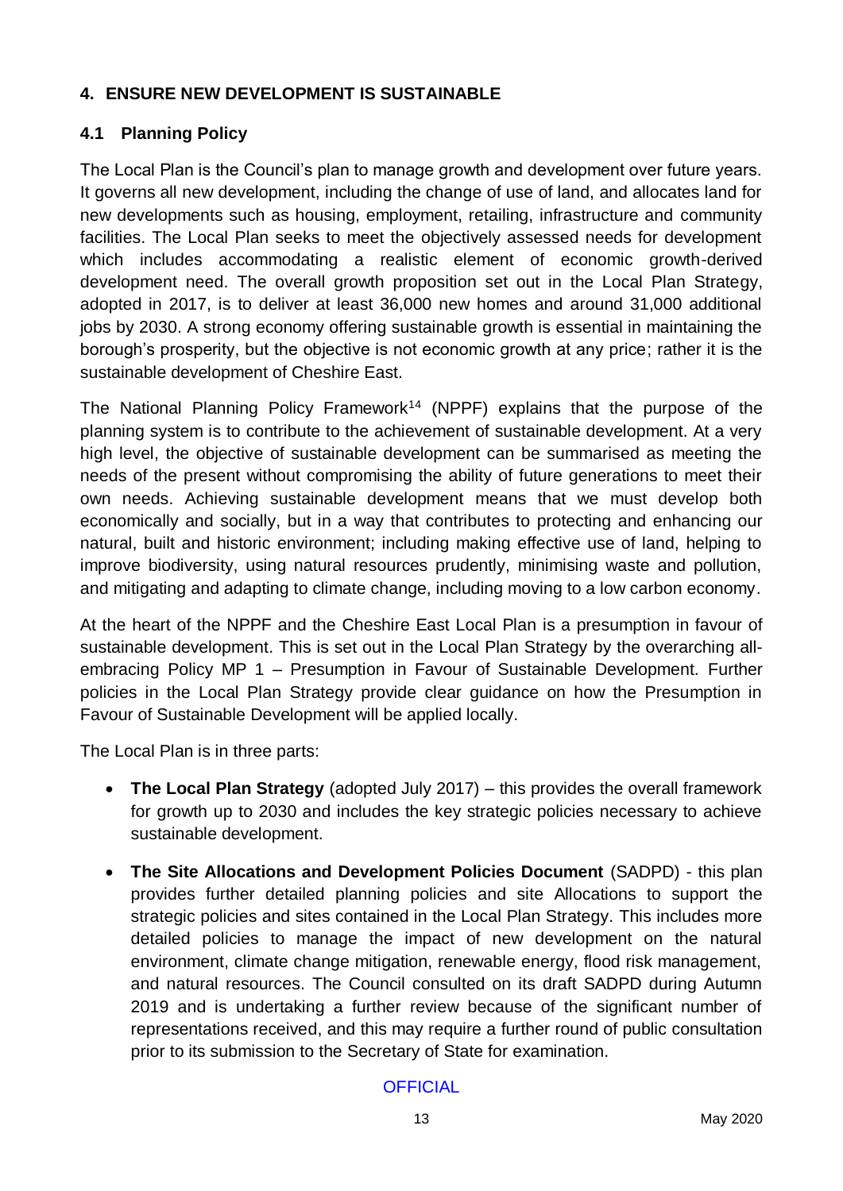## 4. ENSURE NEW DEVELOPMENT IS SUSTAINABLE

### 4.1 Planning Policy

The Local Plan is the Council's plan to manage growth and development over future years. It governs all new development, including the change of use of land, and allocates land for new developments such as housing, employment, retailing, infrastructure and community facilities. The Local Plan seeks to meet the objectively assessed needs for development which includes accommodating a realistic element of economic growth-derived development need. The overall growth proposition set out in the Local Plan Strategy, adopted in 2017, is to deliver at least 36,000 new homes and around 31,000 additional jobs by 2030. A strong economy offering sustainable growth is essential in maintaining the borough's prosperity, but the objective is not economic growth at any price; rather it is the sustainable development of Cheshire East.

The National Planning Policy Framework[14] (NPPF) explains that the purpose of the planning system is to contribute to the achievement of sustainable development. At a very high level, the objective of sustainable development can be summarised as meeting the needs of the present without compromising the ability of future generations to meet their own needs. Achieving sustainable development means that we must develop both economically and socially, but in a way that contributes to protecting and enhancing our natural, built and historic environment; including making effective use of land, helping to improve biodiversity, using natural resources prudently, minimising waste and pollution, and mitigating and adapting to climate change, including moving to a low carbon economy.

At the heart of the NPPF and the Cheshire East Local Plan is a presumption in favour of sustainable development. This is set out in the Local Plan Strategy by the overarching all-embracing Policy MP 1 – Presumption in Favour of Sustainable Development. Further policies in the Local Plan Strategy provide clear guidance on how the Presumption in Favour of Sustainable Development will be applied locally.

The Local Plan is in three parts:

- **The Local Plan Strategy** (adopted July 2017) – this provides the overall framework for growth up to 2030 and includes the key strategic policies necessary to achieve sustainable development.
- **The Site Allocations and Development Policies Document** (SADPD) - this plan provides further detailed planning policies and site Allocations to support the strategic policies and sites contained in the Local Plan Strategy. This includes more detailed policies to manage the impact of new development on the natural environment, climate change mitigation, renewable energy, flood risk management, and natural resources. The Council consulted on its draft SADPD during Autumn 2019 and is undertaking a further review because of the significant number of representations received, and this may require a further round of public consultation prior to its submission to the Secretary of State for examination.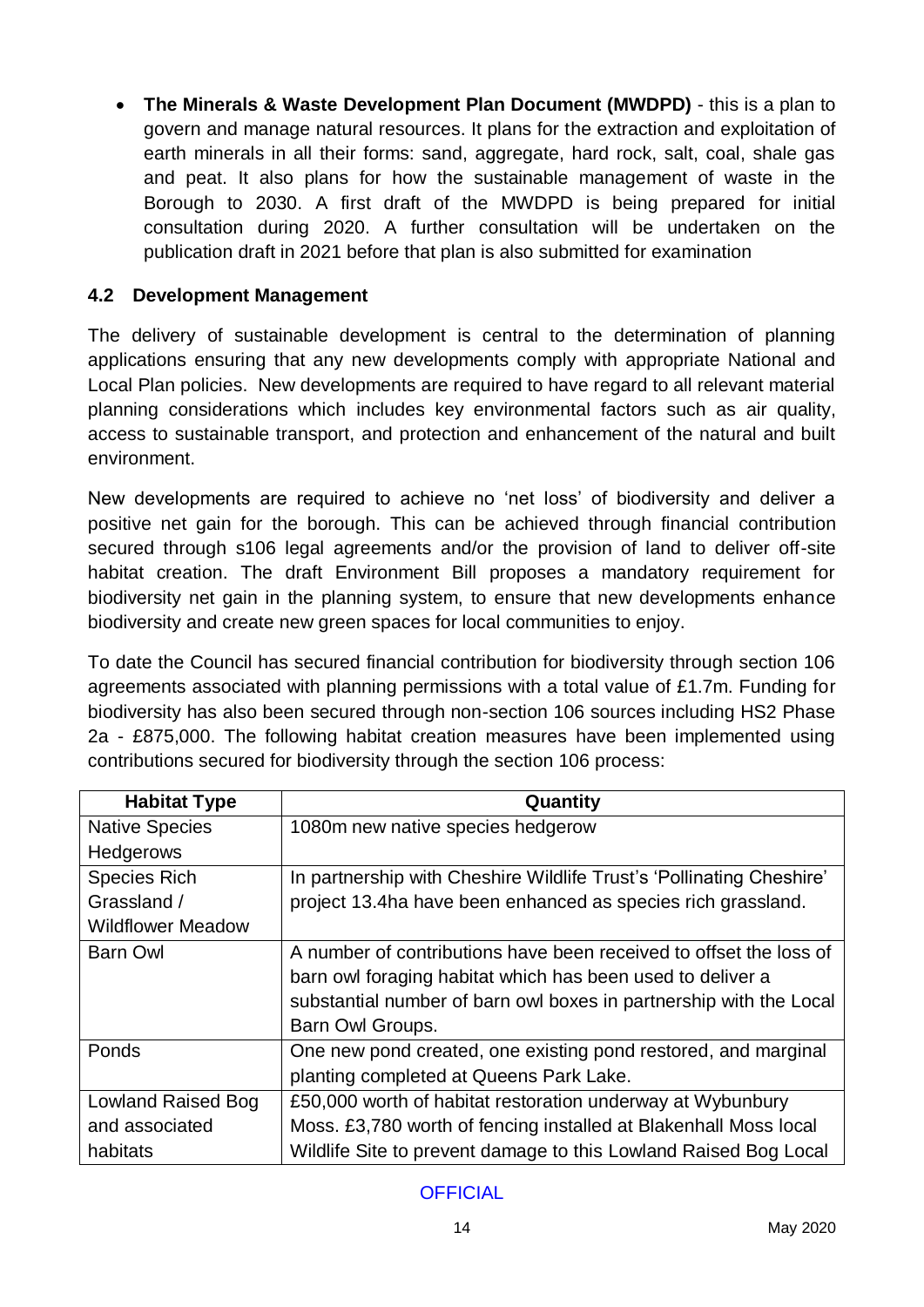- **The Minerals & Waste Development Plan Document (MWDPD)** - this is a plan to govern and manage natural resources. It plans for the extraction and exploitation of earth minerals in all their forms: sand, aggregate, hard rock, salt, coal, shale gas and peat. It also plans for how the sustainable management of waste in the Borough to 2030. A first draft of the MWDPD is being prepared for initial consultation during 2020. A further consultation will be undertaken on the publication draft in 2021 before that plan is also submitted for examination

### 4.2 Development Management

The delivery of sustainable development is central to the determination of planning applications ensuring that any new developments comply with appropriate National and Local Plan policies. New developments are required to have regard to all relevant material planning considerations which includes key environmental factors such as air quality, access to sustainable transport, and protection and enhancement of the natural and built environment.

New developments are required to achieve no 'net loss' of biodiversity and deliver a positive net gain for the borough. This can be achieved through financial contribution secured through s106 legal agreements and/or the provision of land to deliver off-site habitat creation. The draft Environment Bill proposes a mandatory requirement for biodiversity net gain in the planning system, to ensure that new developments enhance biodiversity and create new green spaces for local communities to enjoy.

To date the Council has secured financial contribution for biodiversity through section 106 agreements associated with planning permissions with a total value of £1.7m. Funding for biodiversity has also been secured through non-section 106 sources including HS2 Phase 2a - £875,000. The following habitat creation measures have been implemented using contributions secured for biodiversity through the section 106 process:

| Habitat Type | Quantity |
|---|---|
| Native Species Hedgerows | 1080m new native species hedgerow |
| Species Rich Grassland / Wildflower Meadow | In partnership with Cheshire Wildlife Trust's 'Pollinating Cheshire' project 13.4ha have been enhanced as species rich grassland. |
| Barn Owl | A number of contributions have been received to offset the loss of barn owl foraging habitat which has been used to deliver a substantial number of barn owl boxes in partnership with the Local Barn Owl Groups. |
| Ponds | One new pond created, one existing pond restored, and marginal planting completed at Queens Park Lake. |
| Lowland Raised Bog and associated habitats | £50,000 worth of habitat restoration underway at Wybunbury Moss. £3,780 worth of fencing installed at Blakenhall Moss local Wildlife Site to prevent damage to this Lowland Raised Bog Local |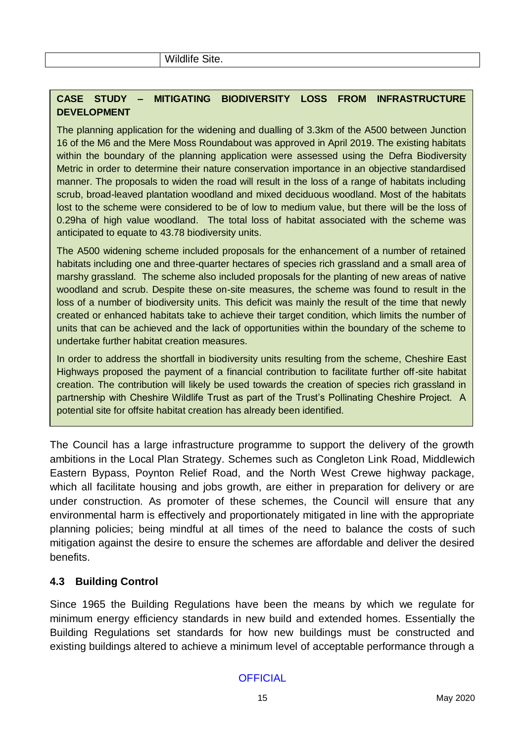| | Wildlife Site. |
| --- | --- |

**CASE STUDY – MITIGATING BIODIVERSITY LOSS FROM INFRASTRUCTURE DEVELOPMENT**

The planning application for the widening and dualling of 3.3km of the A500 between Junction 16 of the M6 and the Mere Moss Roundabout was approved in April 2019. The existing habitats within the boundary of the planning application were assessed using the Defra Biodiversity Metric in order to determine their nature conservation importance in an objective standardised manner. The proposals to widen the road will result in the loss of a range of habitats including scrub, broad-leaved plantation woodland and mixed deciduous woodland. Most of the habitats lost to the scheme were considered to be of low to medium value, but there will be the loss of 0.29ha of high value woodland. The total loss of habitat associated with the scheme was anticipated to equate to 43.78 biodiversity units.

The A500 widening scheme included proposals for the enhancement of a number of retained habitats including one and three-quarter hectares of species rich grassland and a small area of marshy grassland. The scheme also included proposals for the planting of new areas of native woodland and scrub. Despite these on-site measures, the scheme was found to result in the loss of a number of biodiversity units. This deficit was mainly the result of the time that newly created or enhanced habitats take to achieve their target condition, which limits the number of units that can be achieved and the lack of opportunities within the boundary of the scheme to undertake further habitat creation measures.

In order to address the shortfall in biodiversity units resulting from the scheme, Cheshire East Highways proposed the payment of a financial contribution to facilitate further off-site habitat creation. The contribution will likely be used towards the creation of species rich grassland in partnership with Cheshire Wildlife Trust as part of the Trust's Pollinating Cheshire Project. A potential site for offsite habitat creation has already been identified.

The Council has a large infrastructure programme to support the delivery of the growth ambitions in the Local Plan Strategy. Schemes such as Congleton Link Road, Middlewich Eastern Bypass, Poynton Relief Road, and the North West Crewe highway package, which all facilitate housing and jobs growth, are either in preparation for delivery or are under construction. As promoter of these schemes, the Council will ensure that any environmental harm is effectively and proportionately mitigated in line with the appropriate planning policies; being mindful at all times of the need to balance the costs of such mitigation against the desire to ensure the schemes are affordable and deliver the desired benefits.

### 4.3 Building Control

Since 1965 the Building Regulations have been the means by which we regulate for minimum energy efficiency standards in new build and extended homes. Essentially the Building Regulations set standards for how new buildings must be constructed and existing buildings altered to achieve a minimum level of acceptable performance through a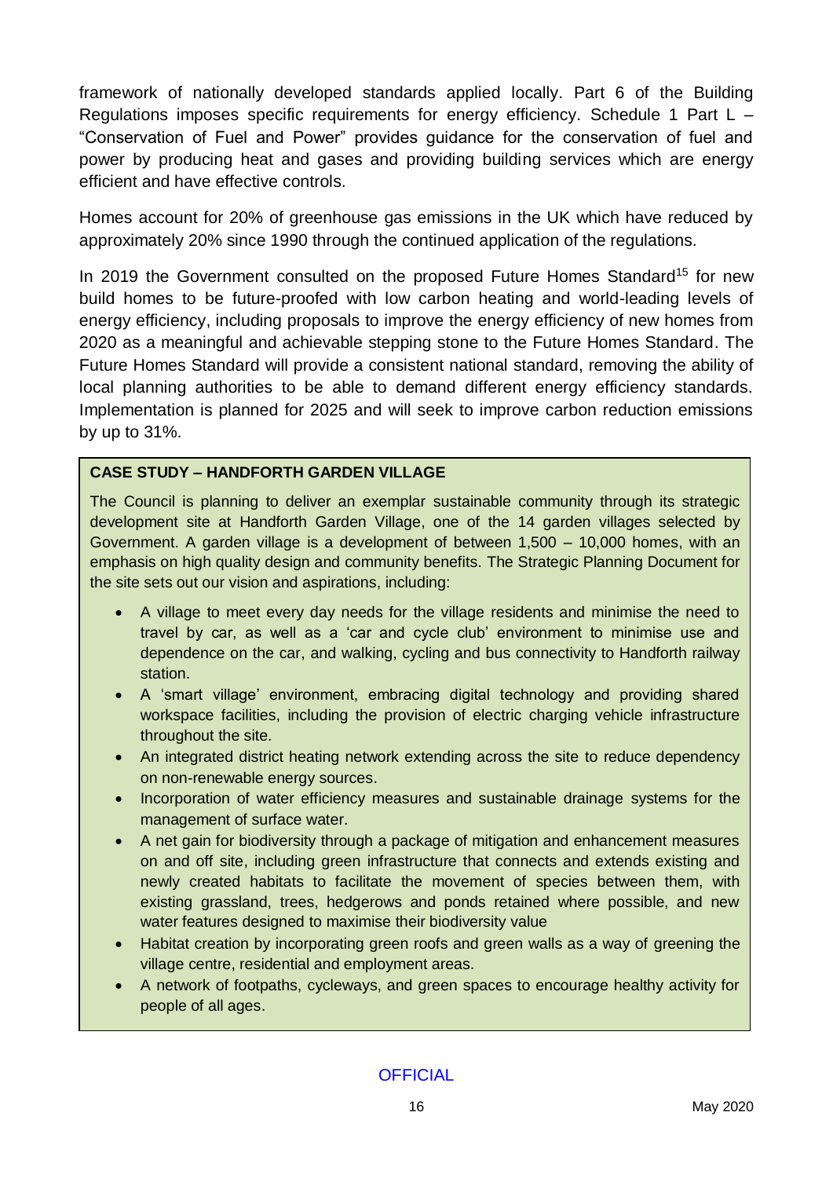framework of nationally developed standards applied locally. Part 6 of the Building Regulations imposes specific requirements for energy efficiency. Schedule 1 Part L – "Conservation of Fuel and Power" provides guidance for the conservation of fuel and power by producing heat and gases and providing building services which are energy efficient and have effective controls.

Homes account for 20% of greenhouse gas emissions in the UK which have reduced by approximately 20% since 1990 through the continued application of the regulations.

In 2019 the Government consulted on the proposed Future Homes Standard[15] for new build homes to be future-proofed with low carbon heating and world-leading levels of energy efficiency, including proposals to improve the energy efficiency of new homes from 2020 as a meaningful and achievable stepping stone to the Future Homes Standard. The Future Homes Standard will provide a consistent national standard, removing the ability of local planning authorities to be able to demand different energy efficiency standards. Implementation is planned for 2025 and will seek to improve carbon reduction emissions by up to 31%.

**CASE STUDY – HANDFORTH GARDEN VILLAGE**

The Council is planning to deliver an exemplar sustainable community through its strategic development site at Handforth Garden Village, one of the 14 garden villages selected by Government. A garden village is a development of between 1,500 – 10,000 homes, with an emphasis on high quality design and community benefits. The Strategic Planning Document for the site sets out our vision and aspirations, including:

- A village to meet every day needs for the village residents and minimise the need to travel by car, as well as a 'car and cycle club' environment to minimise use and dependence on the car, and walking, cycling and bus connectivity to Handforth railway station.
- A 'smart village' environment, embracing digital technology and providing shared workspace facilities, including the provision of electric charging vehicle infrastructure throughout the site.
- An integrated district heating network extending across the site to reduce dependency on non-renewable energy sources.
- Incorporation of water efficiency measures and sustainable drainage systems for the management of surface water.
- A net gain for biodiversity through a package of mitigation and enhancement measures on and off site, including green infrastructure that connects and extends existing and newly created habitats to facilitate the movement of species between them, with existing grassland, trees, hedgerows and ponds retained where possible, and new water features designed to maximise their biodiversity value
- Habitat creation by incorporating green roofs and green walls as a way of greening the village centre, residential and employment areas.
- A network of footpaths, cycleways, and green spaces to encourage healthy activity for people of all ages.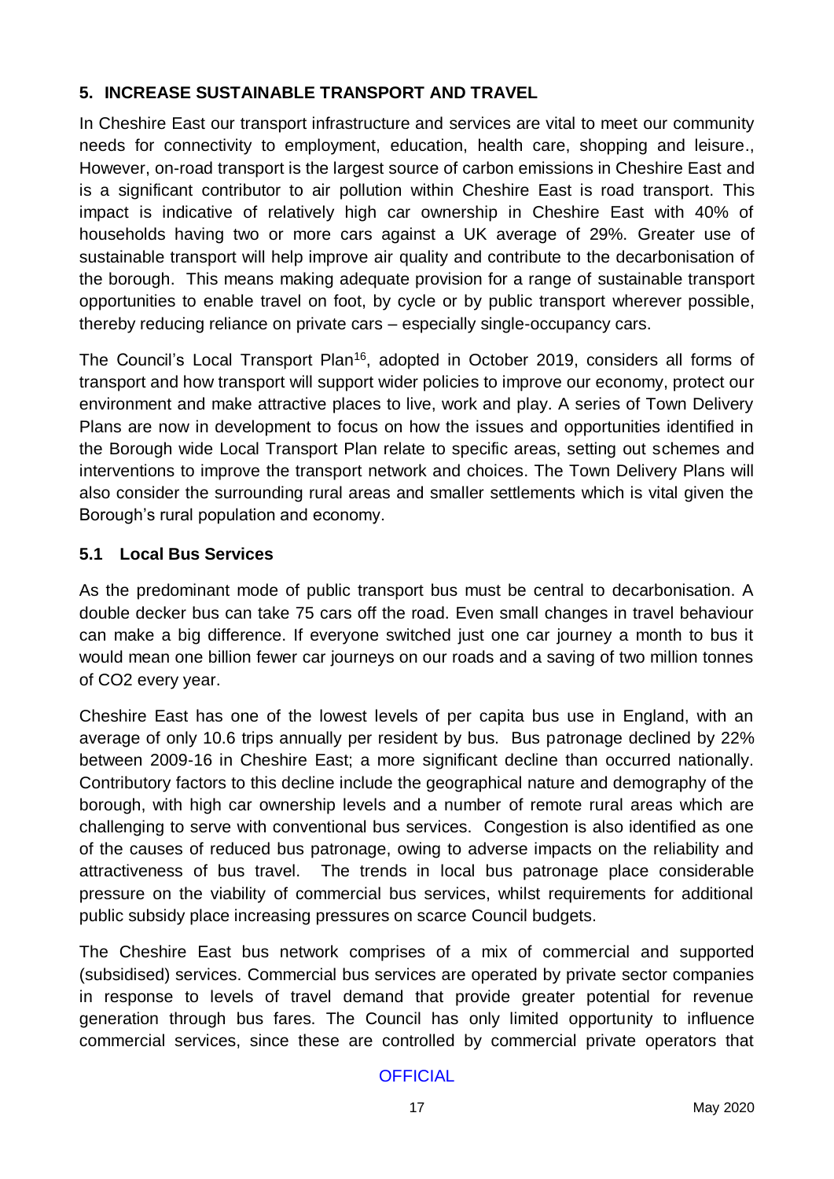## 5. INCREASE SUSTAINABLE TRANSPORT AND TRAVEL

In Cheshire East our transport infrastructure and services are vital to meet our community needs for connectivity to employment, education, health care, shopping and leisure., However, on-road transport is the largest source of carbon emissions in Cheshire East and is a significant contributor to air pollution within Cheshire East is road transport. This impact is indicative of relatively high car ownership in Cheshire East with 40% of households having two or more cars against a UK average of 29%. Greater use of sustainable transport will help improve air quality and contribute to the decarbonisation of the borough. This means making adequate provision for a range of sustainable transport opportunities to enable travel on foot, by cycle or by public transport wherever possible, thereby reducing reliance on private cars – especially single-occupancy cars.

The Council's Local Transport Plan[16], adopted in October 2019, considers all forms of transport and how transport will support wider policies to improve our economy, protect our environment and make attractive places to live, work and play. A series of Town Delivery Plans are now in development to focus on how the issues and opportunities identified in the Borough wide Local Transport Plan relate to specific areas, setting out schemes and interventions to improve the transport network and choices. The Town Delivery Plans will also consider the surrounding rural areas and smaller settlements which is vital given the Borough's rural population and economy.

### 5.1 Local Bus Services

As the predominant mode of public transport bus must be central to decarbonisation. A double decker bus can take 75 cars off the road. Even small changes in travel behaviour can make a big difference. If everyone switched just one car journey a month to bus it would mean one billion fewer car journeys on our roads and a saving of two million tonnes of $CO_2$ every year.

Cheshire East has one of the lowest levels of per capita bus use in England, with an average of only 10.6 trips annually per resident by bus. Bus patronage declined by 22% between 2009-16 in Cheshire East; a more significant decline than occurred nationally. Contributory factors to this decline include the geographical nature and demography of the borough, with high car ownership levels and a number of remote rural areas which are challenging to serve with conventional bus services. Congestion is also identified as one of the causes of reduced bus patronage, owing to adverse impacts on the reliability and attractiveness of bus travel. The trends in local bus patronage place considerable pressure on the viability of commercial bus services, whilst requirements for additional public subsidy place increasing pressures on scarce Council budgets.

The Cheshire East bus network comprises of a mix of commercial and supported (subsidised) services. Commercial bus services are operated by private sector companies in response to levels of travel demand that provide greater potential for revenue generation through bus fares. The Council has only limited opportunity to influence commercial services, since these are controlled by commercial private operators that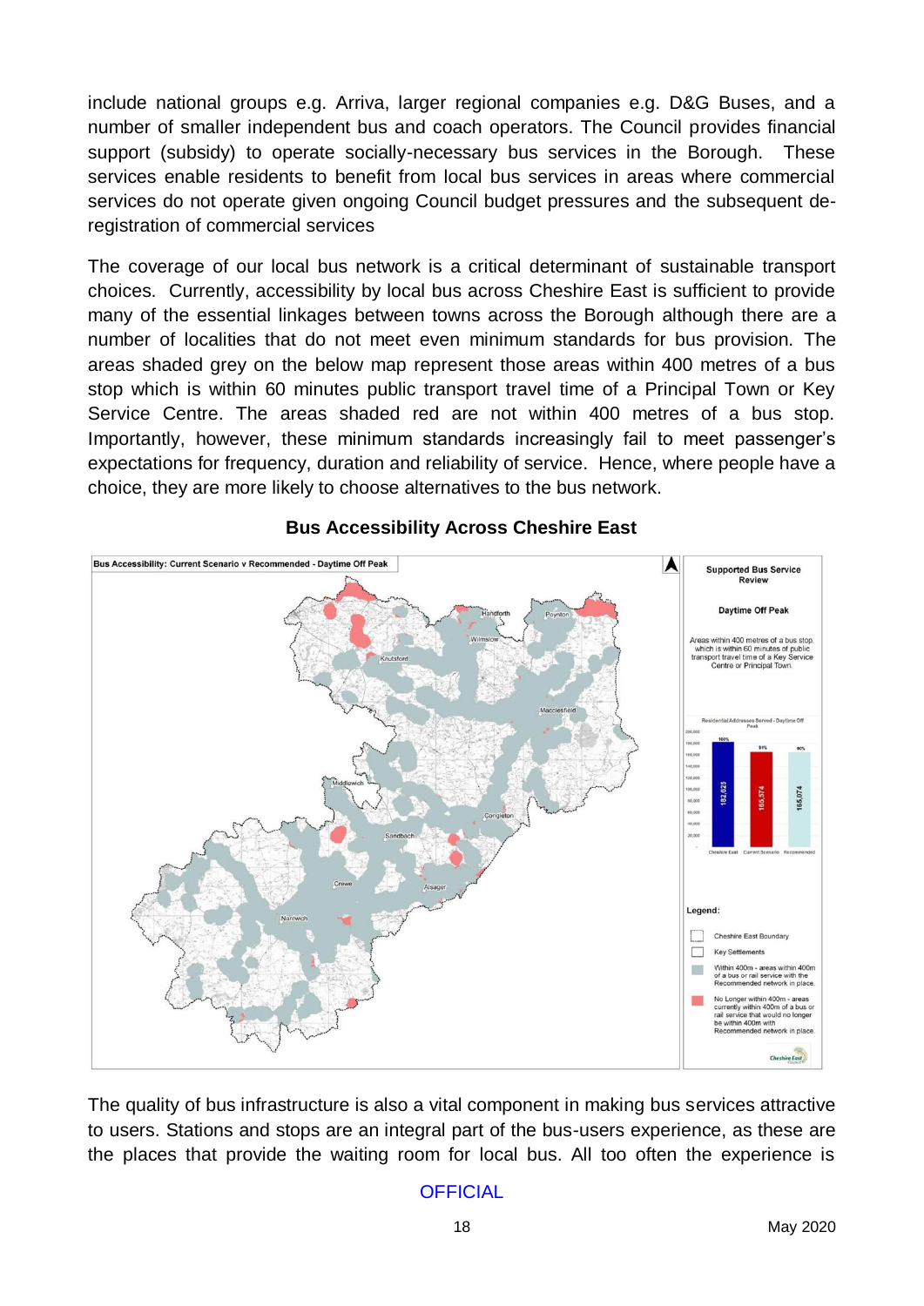include national groups e.g. Arriva, larger regional companies e.g. D&G Buses, and a number of smaller independent bus and coach operators. The Council provides financial support (subsidy) to operate socially-necessary bus services in the Borough. These services enable residents to benefit from local bus services in areas where commercial services do not operate given ongoing Council budget pressures and the subsequent de-registration of commercial services

The coverage of our local bus network is a critical determinant of sustainable transport choices. Currently, accessibility by local bus across Cheshire East is sufficient to provide many of the essential linkages between towns across the Borough although there are a number of localities that do not meet even minimum standards for bus provision. The areas shaded grey on the below map represent those areas within 400 metres of a bus stop which is within 60 minutes public transport travel time of a Principal Town or Key Service Centre. The areas shaded red are not within 400 metres of a bus stop. Importantly, however, these minimum standards increasingly fail to meet passenger's expectations for frequency, duration and reliability of service. Hence, where people have a choice, they are more likely to choose alternatives to the bus network.

**Bus Accessibility Across Cheshire East**

The quality of bus infrastructure is also a vital component in making bus services attractive to users. Stations and stops are an integral part of the bus-users experience, as these are the places that provide the waiting room for local bus. All too often the experience is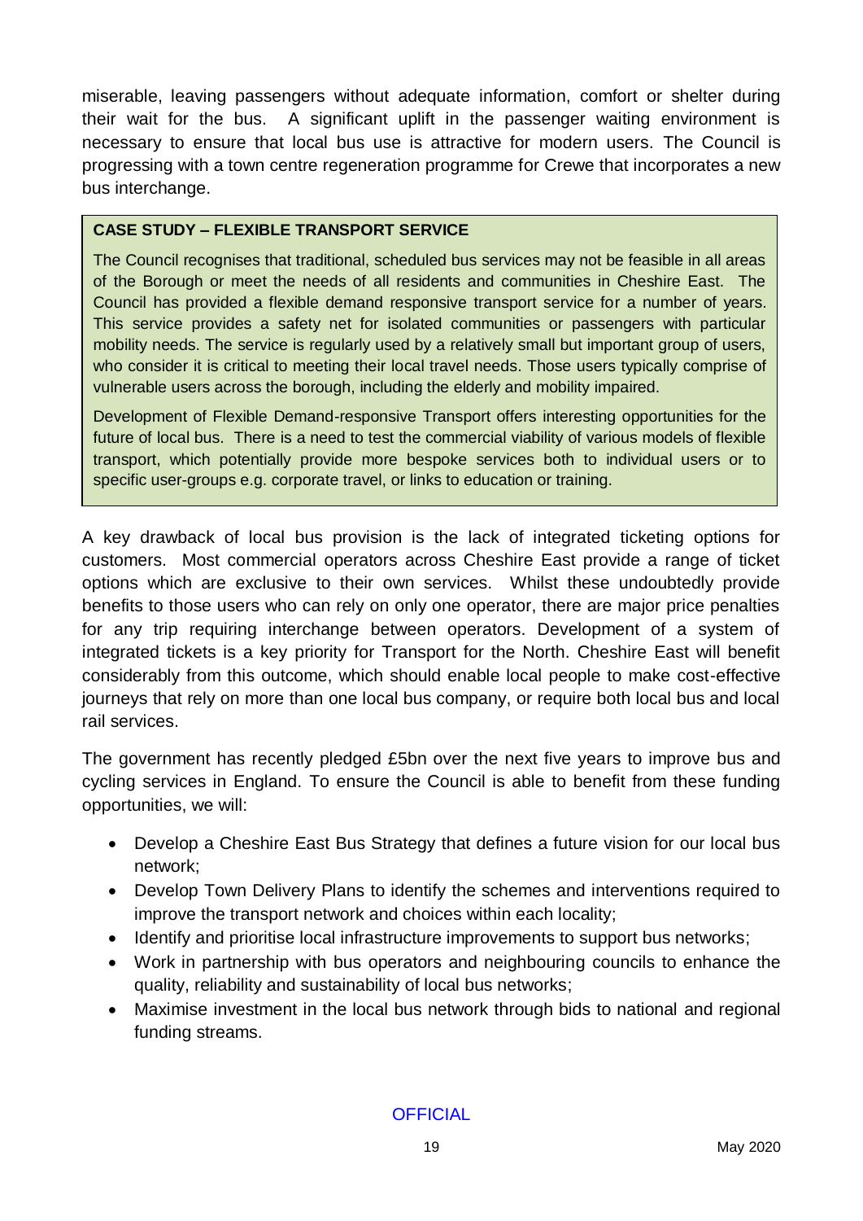miserable, leaving passengers without adequate information, comfort or shelter during their wait for the bus. A significant uplift in the passenger waiting environment is necessary to ensure that local bus use is attractive for modern users. The Council is progressing with a town centre regeneration programme for Crewe that incorporates a new bus interchange.

> **CASE STUDY – FLEXIBLE TRANSPORT SERVICE**
>
> The Council recognises that traditional, scheduled bus services may not be feasible in all areas of the Borough or meet the needs of all residents and communities in Cheshire East. The Council has provided a flexible demand responsive transport service for a number of years. This service provides a safety net for isolated communities or passengers with particular mobility needs. The service is regularly used by a relatively small but important group of users, who consider it is critical to meeting their local travel needs. Those users typically comprise of vulnerable users across the borough, including the elderly and mobility impaired.
>
> Development of Flexible Demand-responsive Transport offers interesting opportunities for the future of local bus. There is a need to test the commercial viability of various models of flexible transport, which potentially provide more bespoke services both to individual users or to specific user-groups e.g. corporate travel, or links to education or training.

A key drawback of local bus provision is the lack of integrated ticketing options for customers. Most commercial operators across Cheshire East provide a range of ticket options which are exclusive to their own services. Whilst these undoubtedly provide benefits to those users who can rely on only one operator, there are major price penalties for any trip requiring interchange between operators. Development of a system of integrated tickets is a key priority for Transport for the North. Cheshire East will benefit considerably from this outcome, which should enable local people to make cost-effective journeys that rely on more than one local bus company, or require both local bus and local rail services.

The government has recently pledged £5bn over the next five years to improve bus and cycling services in England. To ensure the Council is able to benefit from these funding opportunities, we will:

- Develop a Cheshire East Bus Strategy that defines a future vision for our local bus network;
- Develop Town Delivery Plans to identify the schemes and interventions required to improve the transport network and choices within each locality;
- Identify and prioritise local infrastructure improvements to support bus networks;
- Work in partnership with bus operators and neighbouring councils to enhance the quality, reliability and sustainability of local bus networks;
- Maximise investment in the local bus network through bids to national and regional funding streams.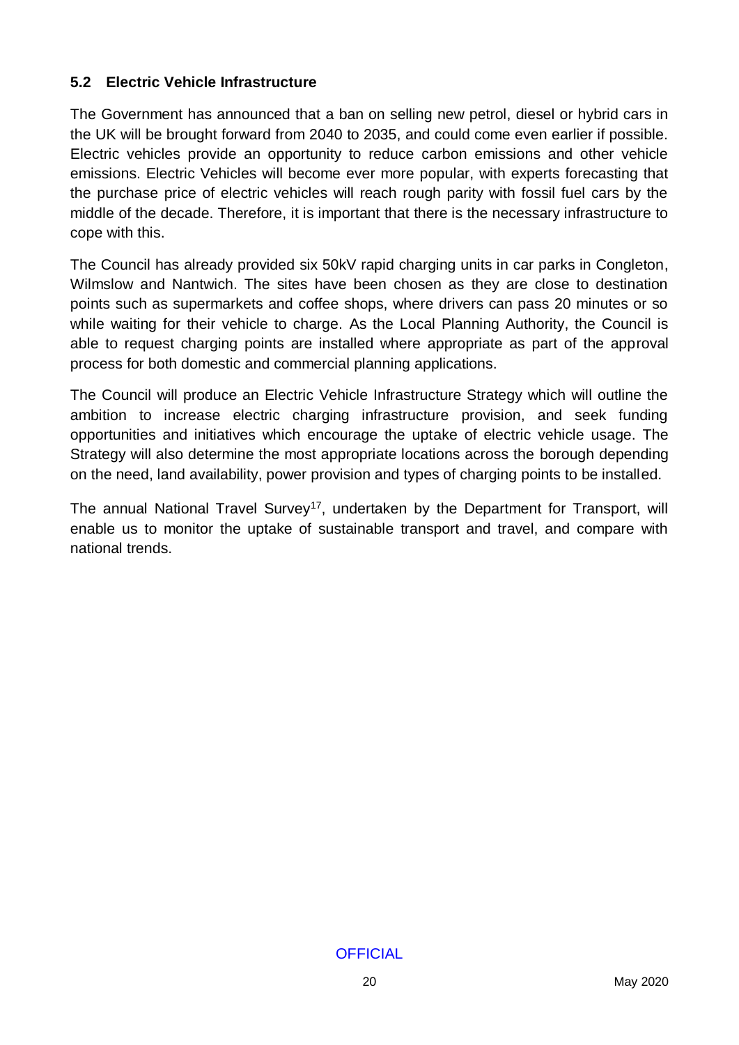### 5.2 Electric Vehicle Infrastructure

The Government has announced that a ban on selling new petrol, diesel or hybrid cars in the UK will be brought forward from 2040 to 2035, and could come even earlier if possible. Electric vehicles provide an opportunity to reduce carbon emissions and other vehicle emissions. Electric Vehicles will become ever more popular, with experts forecasting that the purchase price of electric vehicles will reach rough parity with fossil fuel cars by the middle of the decade. Therefore, it is important that there is the necessary infrastructure to cope with this.

The Council has already provided six 50kV rapid charging units in car parks in Congleton, Wilmslow and Nantwich. The sites have been chosen as they are close to destination points such as supermarkets and coffee shops, where drivers can pass 20 minutes or so while waiting for their vehicle to charge. As the Local Planning Authority, the Council is able to request charging points are installed where appropriate as part of the approval process for both domestic and commercial planning applications.

The Council will produce an Electric Vehicle Infrastructure Strategy which will outline the ambition to increase electric charging infrastructure provision, and seek funding opportunities and initiatives which encourage the uptake of electric vehicle usage. The Strategy will also determine the most appropriate locations across the borough depending on the need, land availability, power provision and types of charging points to be installed.

The annual National Travel Survey[17], undertaken by the Department for Transport, will enable us to monitor the uptake of sustainable transport and travel, and compare with national trends.

OFFICIAL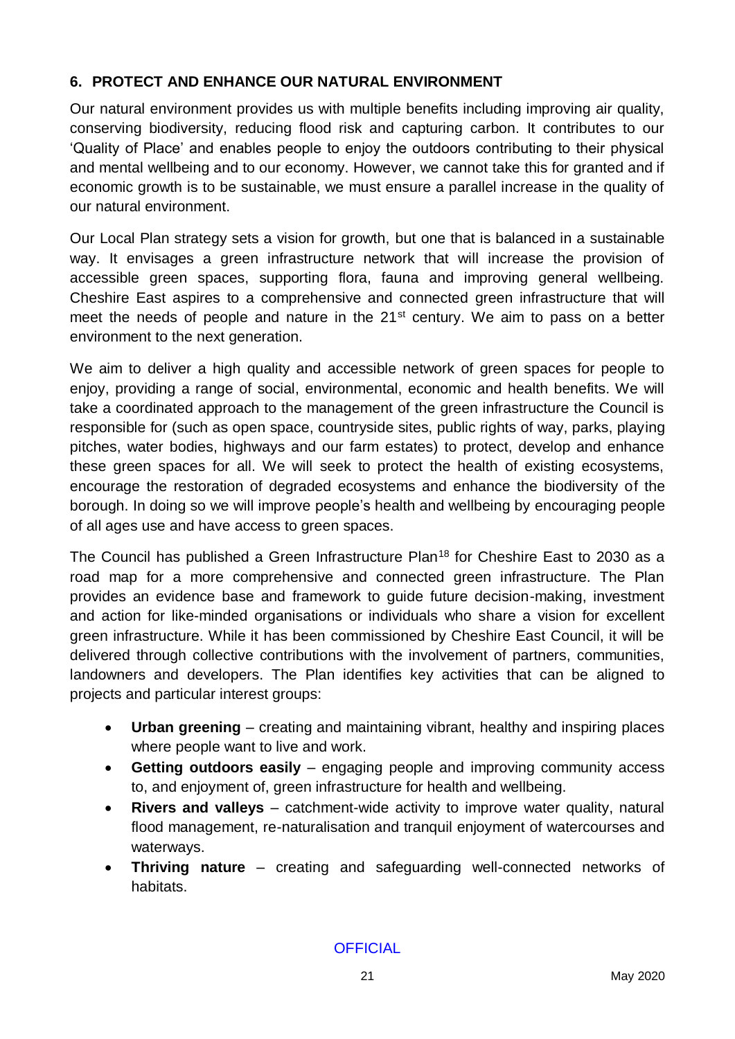## 6. PROTECT AND ENHANCE OUR NATURAL ENVIRONMENT

Our natural environment provides us with multiple benefits including improving air quality, conserving biodiversity, reducing flood risk and capturing carbon. It contributes to our 'Quality of Place' and enables people to enjoy the outdoors contributing to their physical and mental wellbeing and to our economy. However, we cannot take this for granted and if economic growth is to be sustainable, we must ensure a parallel increase in the quality of our natural environment.

Our Local Plan strategy sets a vision for growth, but one that is balanced in a sustainable way. It envisages a green infrastructure network that will increase the provision of accessible green spaces, supporting flora, fauna and improving general wellbeing. Cheshire East aspires to a comprehensive and connected green infrastructure that will meet the needs of people and nature in the 21st century. We aim to pass on a better environment to the next generation.

We aim to deliver a high quality and accessible network of green spaces for people to enjoy, providing a range of social, environmental, economic and health benefits. We will take a coordinated approach to the management of the green infrastructure the Council is responsible for (such as open space, countryside sites, public rights of way, parks, playing pitches, water bodies, highways and our farm estates) to protect, develop and enhance these green spaces for all. We will seek to protect the health of existing ecosystems, encourage the restoration of degraded ecosystems and enhance the biodiversity of the borough. In doing so we will improve people's health and wellbeing by encouraging people of all ages use and have access to green spaces.

The Council has published a Green Infrastructure Plan[18] for Cheshire East to 2030 as a road map for a more comprehensive and connected green infrastructure. The Plan provides an evidence base and framework to guide future decision-making, investment and action for like-minded organisations or individuals who share a vision for excellent green infrastructure. While it has been commissioned by Cheshire East Council, it will be delivered through collective contributions with the involvement of partners, communities, landowners and developers. The Plan identifies key activities that can be aligned to projects and particular interest groups:

- **Urban greening** – creating and maintaining vibrant, healthy and inspiring places where people want to live and work.
- **Getting outdoors easily** – engaging people and improving community access to, and enjoyment of, green infrastructure for health and wellbeing.
- **Rivers and valleys** – catchment-wide activity to improve water quality, natural flood management, re-naturalisation and tranquil enjoyment of watercourses and waterways.
- **Thriving nature** – creating and safeguarding well-connected networks of habitats.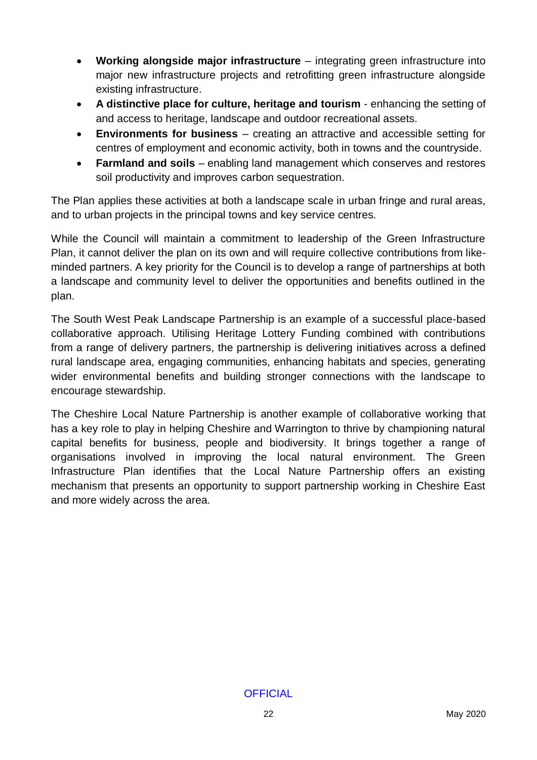- **Working alongside major infrastructure** – integrating green infrastructure into major new infrastructure projects and retrofitting green infrastructure alongside existing infrastructure.
- **A distinctive place for culture, heritage and tourism** - enhancing the setting of and access to heritage, landscape and outdoor recreational assets.
- **Environments for business** – creating an attractive and accessible setting for centres of employment and economic activity, both in towns and the countryside.
- **Farmland and soils** – enabling land management which conserves and restores soil productivity and improves carbon sequestration.

The Plan applies these activities at both a landscape scale in urban fringe and rural areas, and to urban projects in the principal towns and key service centres.

While the Council will maintain a commitment to leadership of the Green Infrastructure Plan, it cannot deliver the plan on its own and will require collective contributions from like-minded partners. A key priority for the Council is to develop a range of partnerships at both a landscape and community level to deliver the opportunities and benefits outlined in the plan.

The South West Peak Landscape Partnership is an example of a successful place-based collaborative approach. Utilising Heritage Lottery Funding combined with contributions from a range of delivery partners, the partnership is delivering initiatives across a defined rural landscape area, engaging communities, enhancing habitats and species, generating wider environmental benefits and building stronger connections with the landscape to encourage stewardship.

The Cheshire Local Nature Partnership is another example of collaborative working that has a key role to play in helping Cheshire and Warrington to thrive by championing natural capital benefits for business, people and biodiversity. It brings together a range of organisations involved in improving the local natural environment. The Green Infrastructure Plan identifies that the Local Nature Partnership offers an existing mechanism that presents an opportunity to support partnership working in Cheshire East and more widely across the area.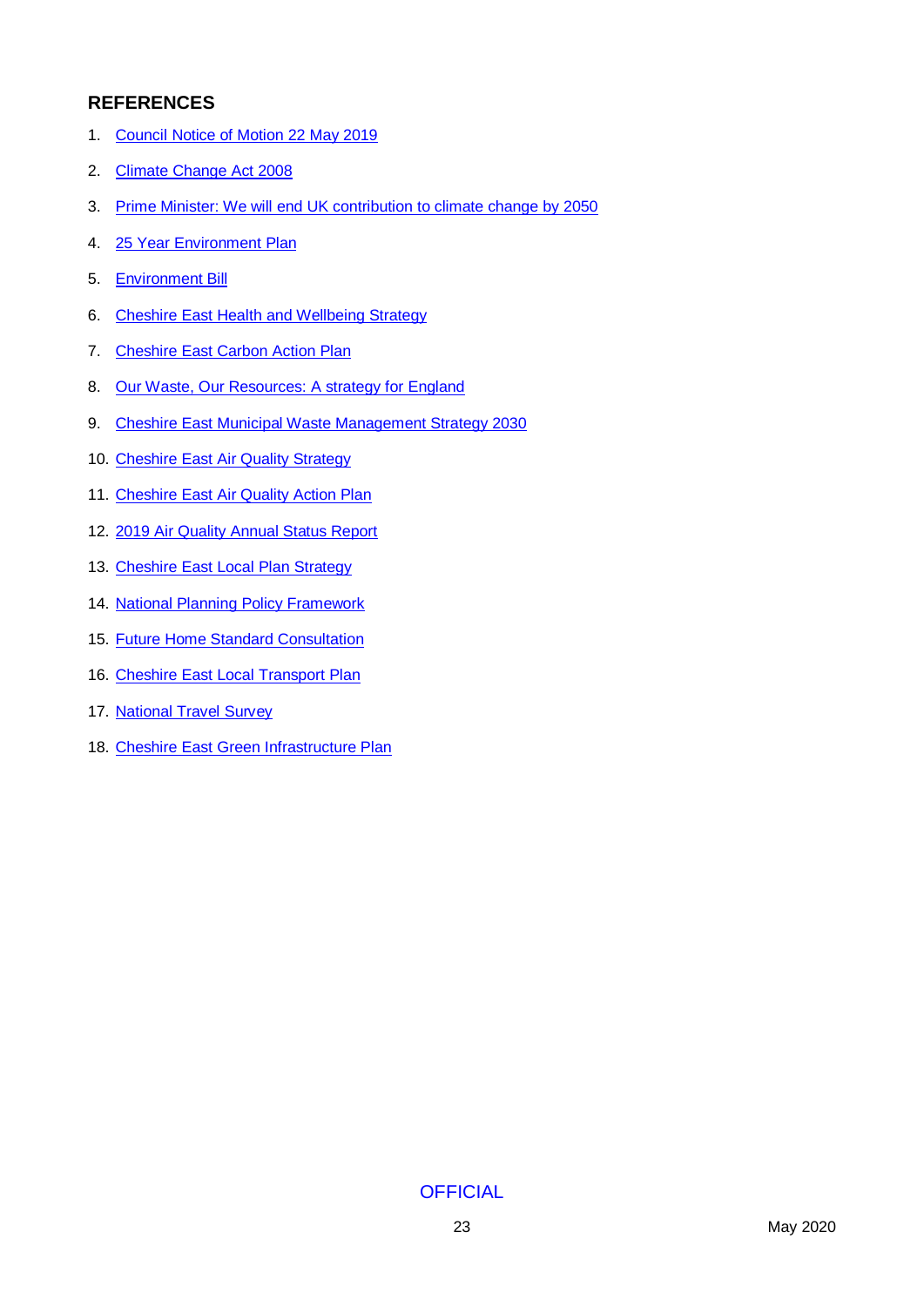## REFERENCES

1. Council Notice of Motion 22 May 2019
2. Climate Change Act 2008
3. Prime Minister: We will end UK contribution to climate change by 2050
4. 25 Year Environment Plan
5. Environment Bill
6. Cheshire East Health and Wellbeing Strategy
7. Cheshire East Carbon Action Plan
8. Our Waste, Our Resources: A strategy for England
9. Cheshire East Municipal Waste Management Strategy 2030
10. Cheshire East Air Quality Strategy
11. Cheshire East Air Quality Action Plan
12. 2019 Air Quality Annual Status Report
13. Cheshire East Local Plan Strategy
14. National Planning Policy Framework
15. Future Home Standard Consultation
16. Cheshire East Local Transport Plan
17. National Travel Survey
18. Cheshire East Green Infrastructure Plan